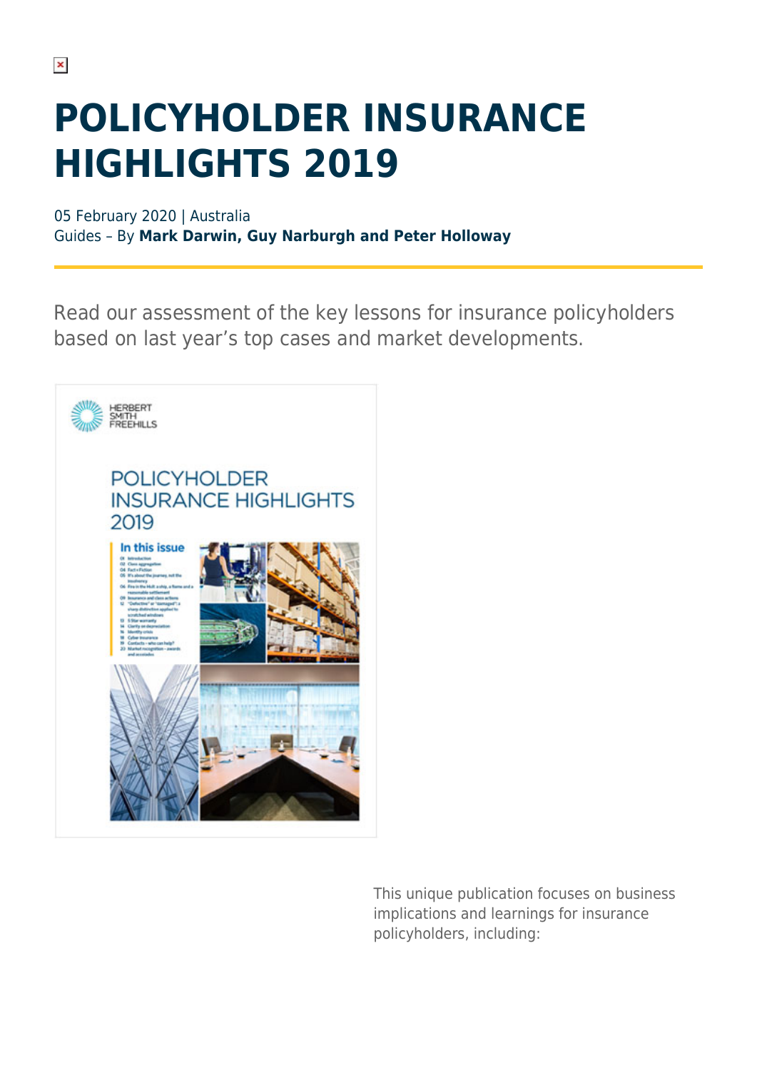# POLICYHOLDER INSURANCE HIGHLIGHTS 2019

05 February 2020 | Australia
Guides – By **Mark Darwin, Guy Narburgh and Peter Holloway**

Read our assessment of the key lessons for insurance policyholders based on last year's top cases and market developments.

This unique publication focuses on business implications and learnings for insurance policyholders, including: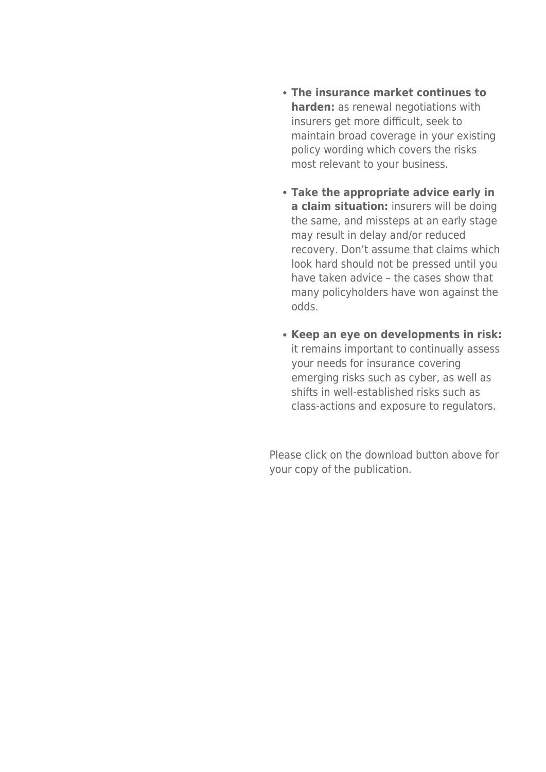- **The insurance market continues to harden:** as renewal negotiations with insurers get more difficult, seek to maintain broad coverage in your existing policy wording which covers the risks most relevant to your business.
- **Take the appropriate advice early in a claim situation:** insurers will be doing the same, and missteps at an early stage may result in delay and/or reduced recovery. Don't assume that claims which look hard should not be pressed until you have taken advice – the cases show that many policyholders have won against the odds.
- **Keep an eye on developments in risk:** it remains important to continually assess your needs for insurance covering emerging risks such as cyber, as well as shifts in well-established risks such as class-actions and exposure to regulators.

Please click on the download button above for your copy of the publication.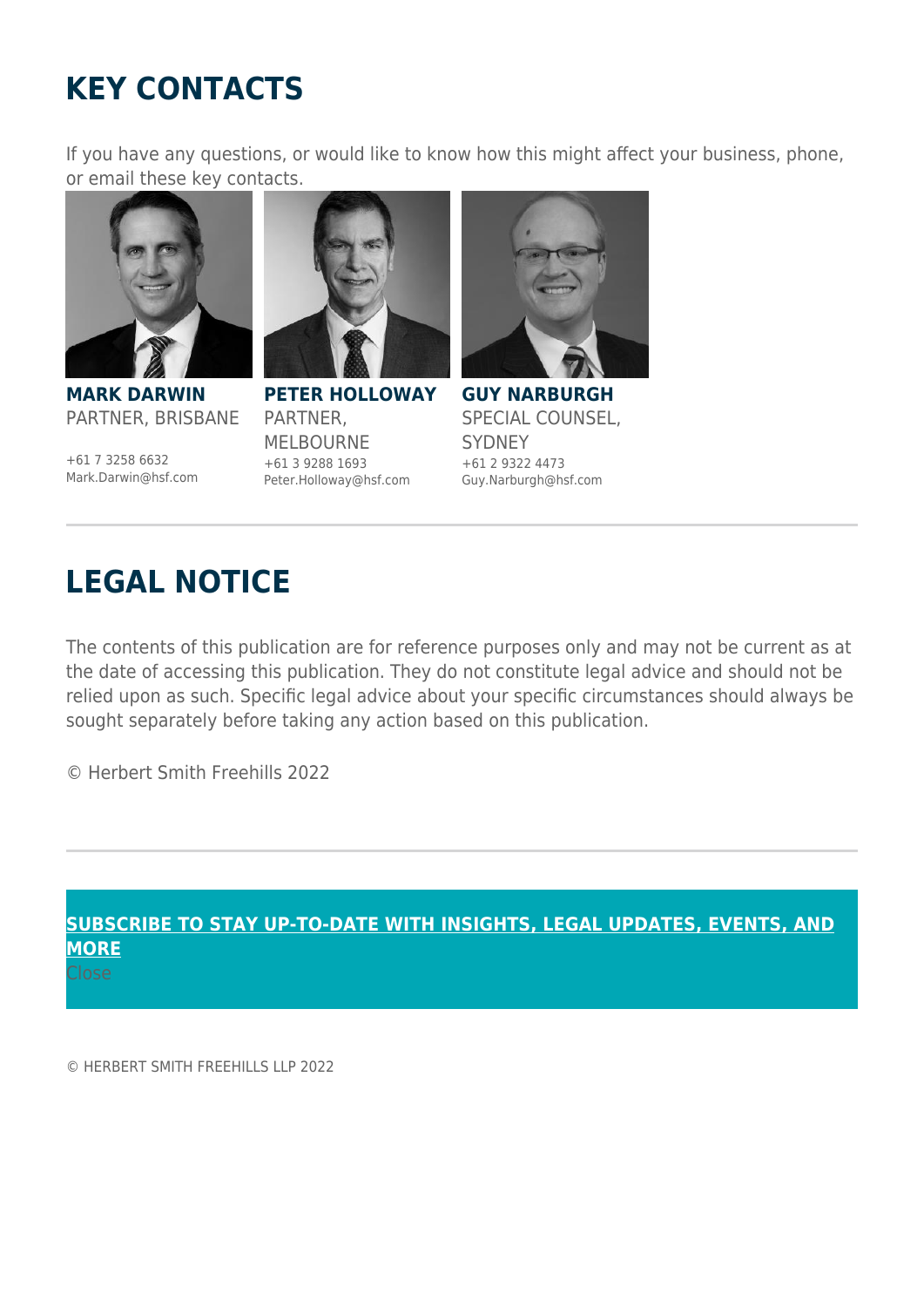## KEY CONTACTS

If you have any questions, or would like to know how this might affect your business, phone, or email these key contacts.

**MARK DARWIN**
PARTNER, BRISBANE

+61 7 3258 6632
Mark.Darwin@hsf.com

**PETER HOLLOWAY**
PARTNER, MELBOURNE
+61 3 9288 1693
Peter.Holloway@hsf.com

**GUY NARBURGH**
SPECIAL COUNSEL, SYDNEY
+61 2 9322 4473
Guy.Narburgh@hsf.com

---

## LEGAL NOTICE

The contents of this publication are for reference purposes only and may not be current as at the date of accessing this publication. They do not constitute legal advice and should not be relied upon as such. Specific legal advice about your specific circumstances should always be sought separately before taking any action based on this publication.

© Herbert Smith Freehills 2022

---

**SUBSCRIBE TO STAY UP-TO-DATE WITH INSIGHTS, LEGAL UPDATES, EVENTS, AND MORE**
Close

© HERBERT SMITH FREEHILLS LLP 2022